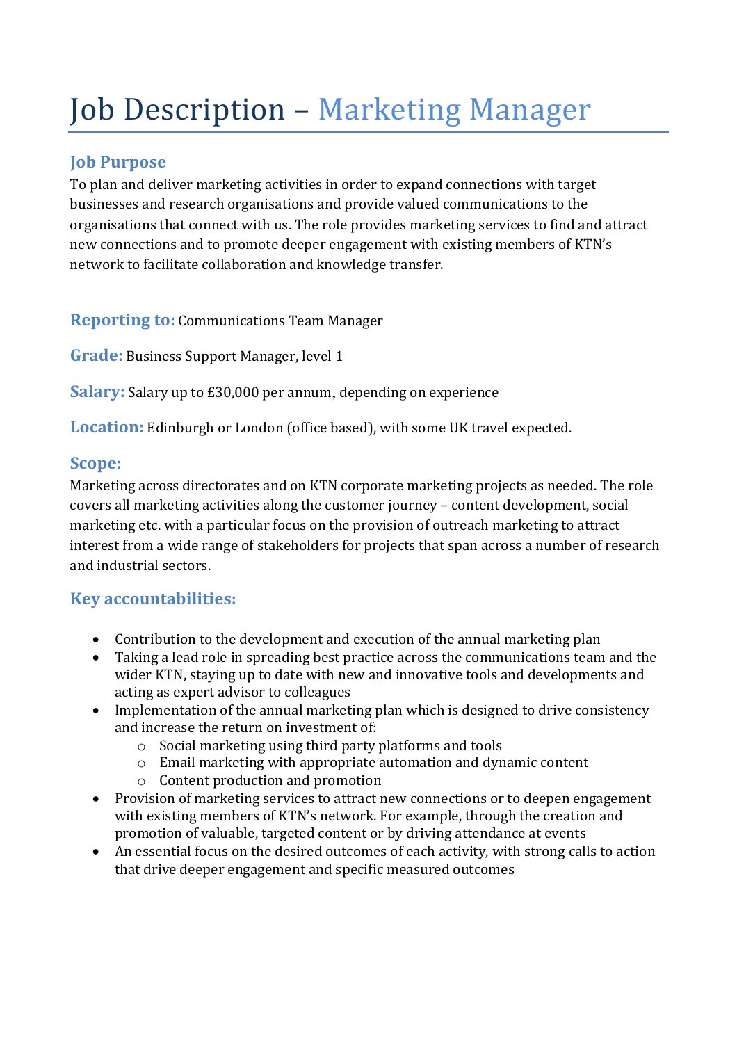# Job Description – Marketing Manager

## Job Purpose

To plan and deliver marketing activities in order to expand connections with target businesses and research organisations and provide valued communications to the organisations that connect with us. The role provides marketing services to find and attract new connections and to promote deeper engagement with existing members of KTN's network to facilitate collaboration and knowledge transfer.

**Reporting to:** Communications Team Manager

**Grade:** Business Support Manager, level 1

**Salary:** Salary up to £30,000 per annum, depending on experience

**Location:** Edinburgh or London (office based), with some UK travel expected.

## Scope:

Marketing across directorates and on KTN corporate marketing projects as needed. The role covers all marketing activities along the customer journey – content development, social marketing etc. with a particular focus on the provision of outreach marketing to attract interest from a wide range of stakeholders for projects that span across a number of research and industrial sectors.

## Key accountabilities:

- Contribution to the development and execution of the annual marketing plan
- Taking a lead role in spreading best practice across the communications team and the wider KTN, staying up to date with new and innovative tools and developments and acting as expert advisor to colleagues
- Implementation of the annual marketing plan which is designed to drive consistency and increase the return on investment of:
  - Social marketing using third party platforms and tools
  - Email marketing with appropriate automation and dynamic content
  - Content production and promotion
- Provision of marketing services to attract new connections or to deepen engagement with existing members of KTN's network. For example, through the creation and promotion of valuable, targeted content or by driving attendance at events
- An essential focus on the desired outcomes of each activity, with strong calls to action that drive deeper engagement and specific measured outcomes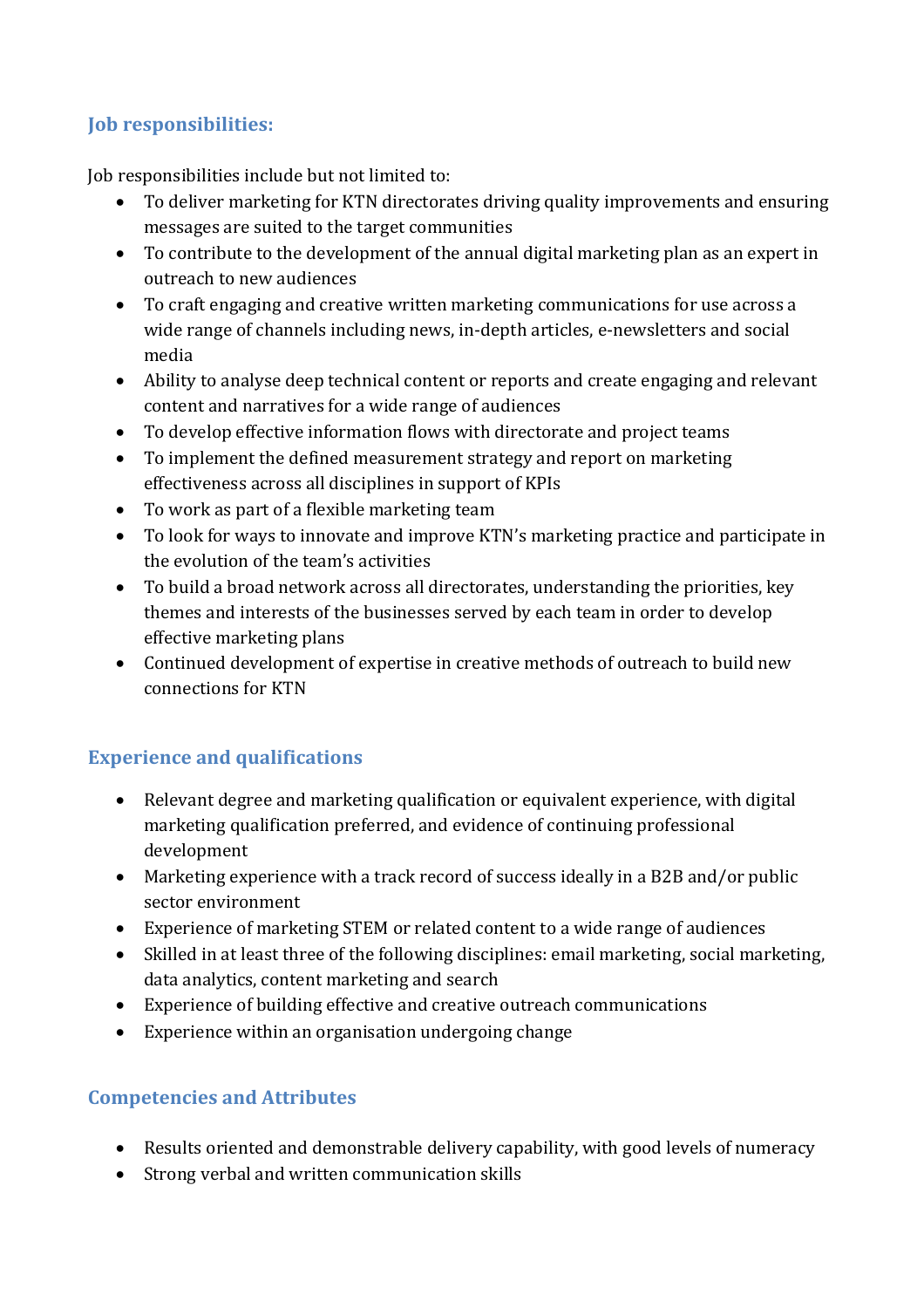## Job responsibilities:

Job responsibilities include but not limited to:

- To deliver marketing for KTN directorates driving quality improvements and ensuring messages are suited to the target communities
- To contribute to the development of the annual digital marketing plan as an expert in outreach to new audiences
- To craft engaging and creative written marketing communications for use across a wide range of channels including news, in-depth articles, e-newsletters and social media
- Ability to analyse deep technical content or reports and create engaging and relevant content and narratives for a wide range of audiences
- To develop effective information flows with directorate and project teams
- To implement the defined measurement strategy and report on marketing effectiveness across all disciplines in support of KPIs
- To work as part of a flexible marketing team
- To look for ways to innovate and improve KTN's marketing practice and participate in the evolution of the team's activities
- To build a broad network across all directorates, understanding the priorities, key themes and interests of the businesses served by each team in order to develop effective marketing plans
- Continued development of expertise in creative methods of outreach to build new connections for KTN

## Experience and qualifications

- Relevant degree and marketing qualification or equivalent experience, with digital marketing qualification preferred, and evidence of continuing professional development
- Marketing experience with a track record of success ideally in a B2B and/or public sector environment
- Experience of marketing STEM or related content to a wide range of audiences
- Skilled in at least three of the following disciplines: email marketing, social marketing, data analytics, content marketing and search
- Experience of building effective and creative outreach communications
- Experience within an organisation undergoing change

## Competencies and Attributes

- Results oriented and demonstrable delivery capability, with good levels of numeracy
- Strong verbal and written communication skills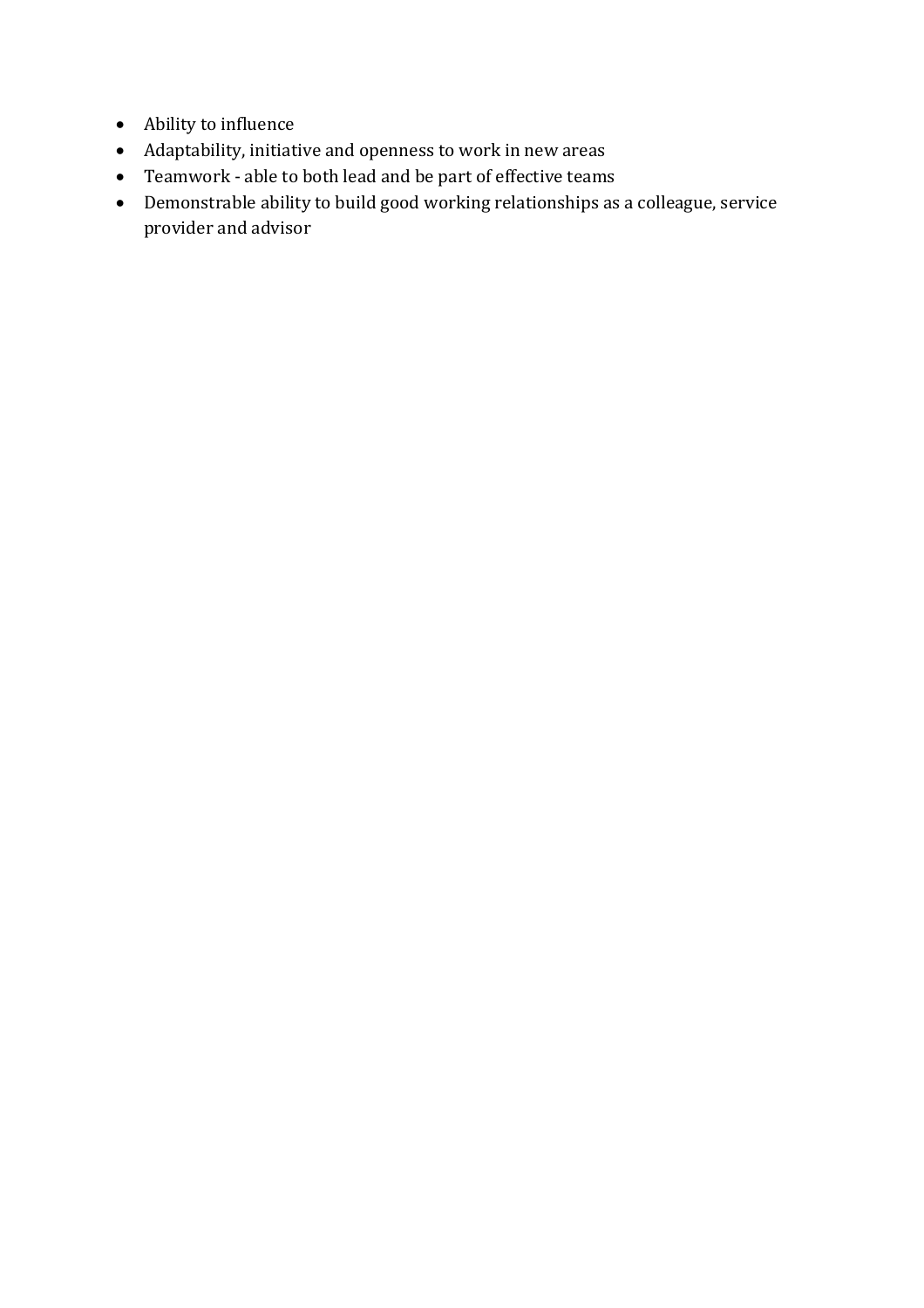- Ability to influence
- Adaptability, initiative and openness to work in new areas
- Teamwork - able to both lead and be part of effective teams
- Demonstrable ability to build good working relationships as a colleague, service provider and advisor